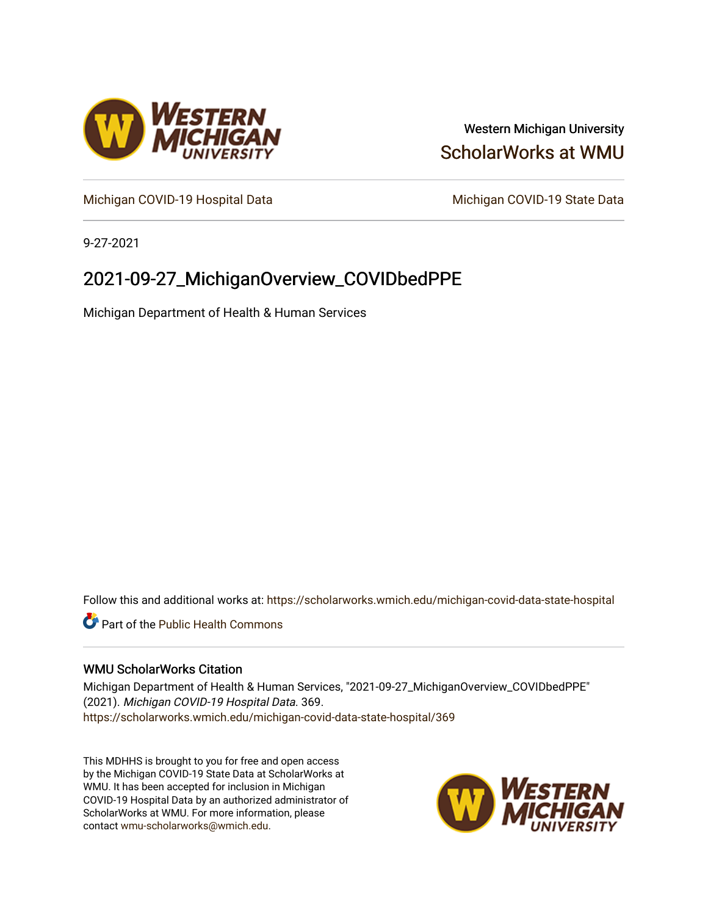Western Michigan University

ScholarWorks at WMU

Michigan COVID-19 Hospital Data

Michigan COVID-19 State Data

9-27-2021

# 2021-09-27_MichiganOverview_COVIDbedPPE

Michigan Department of Health & Human Services

Follow this and additional works at: https://scholarworks.wmich.edu/michigan-covid-data-state-hospital

Part of the Public Health Commons

## WMU ScholarWorks Citation

Michigan Department of Health & Human Services, "2021-09-27_MichiganOverview_COVIDbedPPE" (2021). *Michigan COVID-19 Hospital Data*. 369.
https://scholarworks.wmich.edu/michigan-covid-data-state-hospital/369

This MDHHS is brought to you for free and open access by the Michigan COVID-19 State Data at ScholarWorks at WMU. It has been accepted for inclusion in Michigan COVID-19 Hospital Data by an authorized administrator of ScholarWorks at WMU. For more information, please contact wmu-scholarworks@wmich.edu.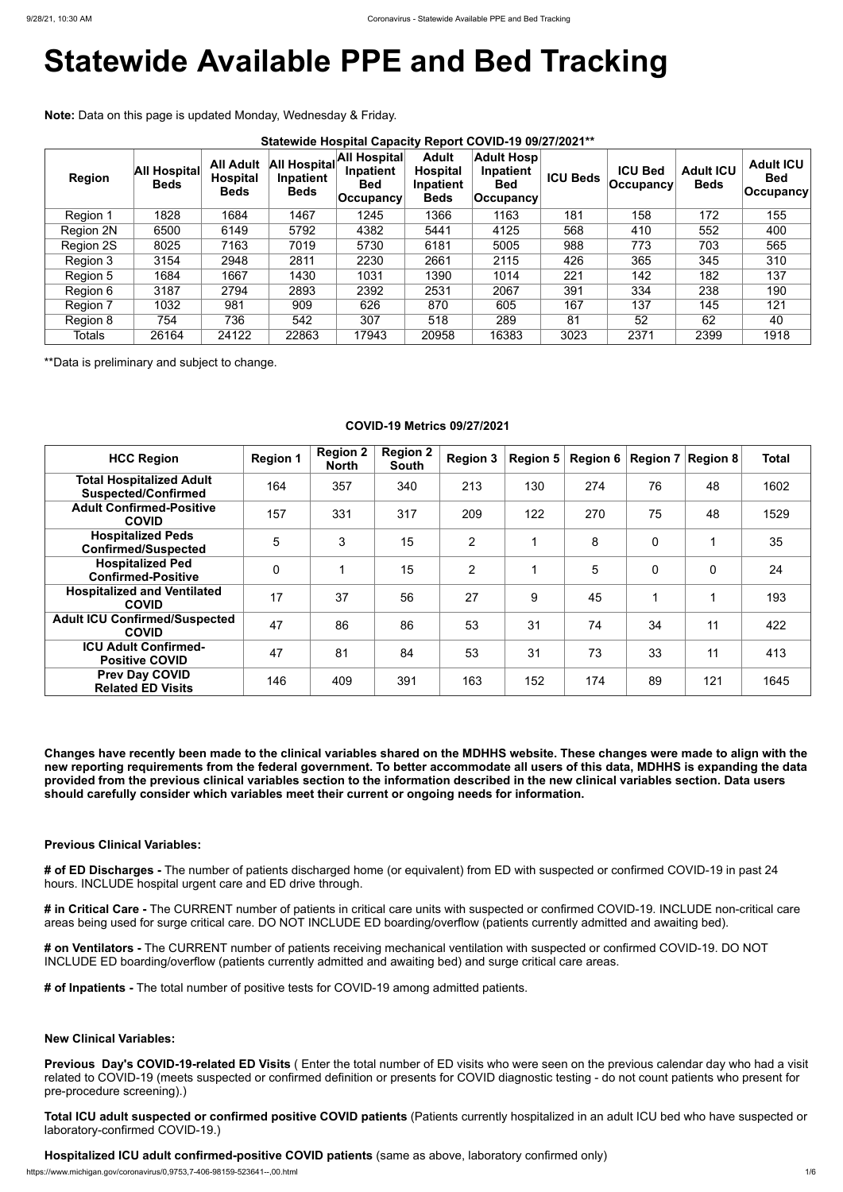# Statewide Available PPE and Bed Tracking

**Note:** Data on this page is updated Monday, Wednesday & Friday.

**Statewide Hospital Capacity Report COVID-19 09/27/2021****

| Region | All Hospital Beds | All Adult Hospital Beds | All Hospital Inpatient Beds | All Hospital Inpatient Bed Occupancy | Adult Hospital Inpatient Beds | Adult Hosp Inpatient Bed Occupancy | ICU Beds | ICU Bed Occupancy | Adult ICU Beds | Adult ICU Bed Occupancy |
|---|---|---|---|---|---|---|---|---|---|---|
| Region 1 | 1828 | 1684 | 1467 | 1245 | 1366 | 1163 | 181 | 158 | 172 | 155 |
| Region 2N | 6500 | 6149 | 5792 | 4382 | 5441 | 4125 | 568 | 410 | 552 | 400 |
| Region 2S | 8025 | 7163 | 7019 | 5730 | 6181 | 5005 | 988 | 773 | 703 | 565 |
| Region 3 | 3154 | 2948 | 2811 | 2230 | 2661 | 2115 | 426 | 365 | 345 | 310 |
| Region 5 | 1684 | 1667 | 1430 | 1031 | 1390 | 1014 | 221 | 142 | 182 | 137 |
| Region 6 | 3187 | 2794 | 2893 | 2392 | 2531 | 2067 | 391 | 334 | 238 | 190 |
| Region 7 | 1032 | 981 | 909 | 626 | 870 | 605 | 167 | 137 | 145 | 121 |
| Region 8 | 754 | 736 | 542 | 307 | 518 | 289 | 81 | 52 | 62 | 40 |
| Totals | 26164 | 24122 | 22863 | 17943 | 20958 | 16383 | 3023 | 2371 | 2399 | 1918 |

**Data is preliminary and subject to change.

**COVID-19 Metrics 09/27/2021**

| HCC Region | Region 1 | Region 2 North | Region 2 South | Region 3 | Region 5 | Region 6 | Region 7 | Region 8 | Total |
|---|---|---|---|---|---|---|---|---|---|
| Total Hospitalized Adult Suspected/Confirmed | 164 | 357 | 340 | 213 | 130 | 274 | 76 | 48 | 1602 |
| Adult Confirmed-Positive COVID | 157 | 331 | 317 | 209 | 122 | 270 | 75 | 48 | 1529 |
| Hospitalized Peds Confirmed/Suspected | 5 | 3 | 15 | 2 | 1 | 8 | 0 | 1 | 35 |
| Hospitalized Ped Confirmed-Positive | 0 | 1 | 15 | 2 | 1 | 5 | 0 | 0 | 24 |
| Hospitalized and Ventilated COVID | 17 | 37 | 56 | 27 | 9 | 45 | 1 | 1 | 193 |
| Adult ICU Confirmed/Suspected COVID | 47 | 86 | 86 | 53 | 31 | 74 | 34 | 11 | 422 |
| ICU Adult Confirmed-Positive COVID | 47 | 81 | 84 | 53 | 31 | 73 | 33 | 11 | 413 |
| Prev Day COVID Related ED Visits | 146 | 409 | 391 | 163 | 152 | 174 | 89 | 121 | 1645 |

**Changes have recently been made to the clinical variables shared on the MDHHS website. These changes were made to align with the new reporting requirements from the federal government. To better accommodate all users of this data, MDHHS is expanding the data provided from the previous clinical variables section to the information described in the new clinical variables section. Data users should carefully consider which variables meet their current or ongoing needs for information.**

**Previous Clinical Variables:**

**# of ED Discharges -** The number of patients discharged home (or equivalent) from ED with suspected or confirmed COVID-19 in past 24 hours. INCLUDE hospital urgent care and ED drive through.

**# in Critical Care -** The CURRENT number of patients in critical care units with suspected or confirmed COVID-19. INCLUDE non-critical care areas being used for surge critical care. DO NOT INCLUDE ED boarding/overflow (patients currently admitted and awaiting bed).

**# on Ventilators -** The CURRENT number of patients receiving mechanical ventilation with suspected or confirmed COVID-19. DO NOT INCLUDE ED boarding/overflow (patients currently admitted and awaiting bed) and surge critical care areas.

**# of Inpatients -** The total number of positive tests for COVID-19 among admitted patients.

**New Clinical Variables:**

**Previous Day's COVID-19-related ED Visits** ( Enter the total number of ED visits who were seen on the previous calendar day who had a visit related to COVID-19 (meets suspected or confirmed definition or presents for COVID diagnostic testing - do not count patients who present for pre-procedure screening).)

**Total ICU adult suspected or confirmed positive COVID patients** (Patients currently hospitalized in an adult ICU bed who have suspected or laboratory-confirmed COVID-19.)

**Hospitalized ICU adult confirmed-positive COVID patients** (same as above, laboratory confirmed only)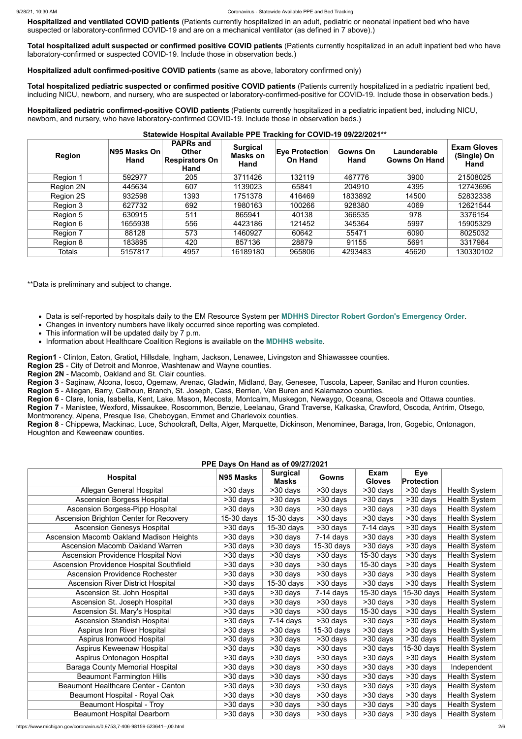**Hospitalized and ventilated COVID patients** (Patients currently hospitalized in an adult, pediatric or neonatal inpatient bed who have suspected or laboratory-confirmed COVID-19 and are on a mechanical ventilator (as defined in 7 above).)

**Total hospitalized adult suspected or confirmed positive COVID patients** (Patients currently hospitalized in an adult inpatient bed who have laboratory-confirmed or suspected COVID-19. Include those in observation beds.)

**Hospitalized adult confirmed-positive COVID patients** (same as above, laboratory confirmed only)

**Total hospitalized pediatric suspected or confirmed positive COVID patients** (Patients currently hospitalized in a pediatric inpatient bed, including NICU, newborn, and nursery, who are suspected or laboratory-confirmed-positive for COVID-19. Include those in observation beds.)

**Hospitalized pediatric confirmed-positive COVID patients** (Patients currently hospitalized in a pediatric inpatient bed, including NICU, newborn, and nursery, who have laboratory-confirmed COVID-19. Include those in observation beds.)

**Statewide Hospital Available PPE Tracking for COVID-19 09/22/2021****

| Region | N95 Masks On Hand | PAPRs and Other Respirators On Hand | Surgical Masks on Hand | Eye Protection On Hand | Gowns On Hand | Launderable Gowns On Hand | Exam Gloves (Single) On Hand |
|---|---|---|---|---|---|---|---|
| Region 1 | 592977 | 205 | 3711426 | 132119 | 467776 | 3900 | 21508025 |
| Region 2N | 445634 | 607 | 1139023 | 65841 | 204910 | 4395 | 12743696 |
| Region 2S | 932598 | 1393 | 1751378 | 416469 | 1833892 | 14500 | 52832338 |
| Region 3 | 627732 | 692 | 1980163 | 100266 | 928380 | 4069 | 12621544 |
| Region 5 | 630915 | 511 | 865941 | 40138 | 366535 | 978 | 3376154 |
| Region 6 | 1655938 | 556 | 4423186 | 121452 | 345364 | 5997 | 15905329 |
| Region 7 | 88128 | 573 | 1460927 | 60642 | 55471 | 6090 | 8025032 |
| Region 8 | 183895 | 420 | 857136 | 28879 | 91155 | 5691 | 3317984 |
| Totals | 5157817 | 4957 | 16189180 | 965806 | 4293483 | 45620 | 130330102 |

**Data is preliminary and subject to change.

- Data is self-reported by hospitals daily to the EM Resource System per **MDHHS Director Robert Gordon's Emergency Order**.
- Changes in inventory numbers have likely occurred since reporting was completed.
- This information will be updated daily by 7 p.m.
- Information about Healthcare Coalition Regions is available on the **MDHHS website**.

**Region1** - Clinton, Eaton, Gratiot, Hillsdale, Ingham, Jackson, Lenawee, Livingston and Shiawassee counties.
**Region 2S** - City of Detroit and Monroe, Washtenaw and Wayne counties.
**Region 2N** - Macomb, Oakland and St. Clair counties.
**Region 3** - Saginaw, Alcona, Iosco, Ogemaw, Arenac, Gladwin, Midland, Bay, Genesee, Tuscola, Lapeer, Sanilac and Huron counties.
**Region 5** - Allegan, Barry, Calhoun, Branch, St. Joseph, Cass, Berrien, Van Buren and Kalamazoo counties.
**Region 6** - Clare, Ionia, Isabella, Kent, Lake, Mason, Mecosta, Montcalm, Muskegon, Newaygo, Oceana, Osceola and Ottawa counties.
**Region 7** - Manistee, Wexford, Missaukee, Roscommon, Benzie, Leelanau, Grand Traverse, Kalkaska, Crawford, Oscoda, Antrim, Otsego, Montmorency, Alpena, Presque Ilse, Cheboygan, Emmet and Charlevoix counties.
**Region 8** - Chippewa, Mackinac, Luce, Schoolcraft, Delta, Alger, Marquette, Dickinson, Menominee, Baraga, Iron, Gogebic, Ontonagon, Houghton and Keweenaw counties.

**PPE Days On Hand as of 09/27/2021**

| Hospital | N95 Masks | Surgical Masks | Gowns | Exam Gloves | Eye Protection | |
|---|---|---|---|---|---|---|
| Allegan General Hospital | >30 days | >30 days | >30 days | >30 days | >30 days | Health System |
| Ascension Borgess Hospital | >30 days | >30 days | >30 days | >30 days | >30 days | Health System |
| Ascension Borgess-Pipp Hospital | >30 days | >30 days | >30 days | >30 days | >30 days | Health System |
| Ascension Brighton Center for Recovery | 15-30 days | 15-30 days | >30 days | >30 days | >30 days | Health System |
| Ascension Genesys Hospital | >30 days | 15-30 days | >30 days | 7-14 days | >30 days | Health System |
| Ascension Macomb Oakland Madison Heights | >30 days | >30 days | 7-14 days | >30 days | >30 days | Health System |
| Ascension Macomb Oakland Warren | >30 days | >30 days | 15-30 days | >30 days | >30 days | Health System |
| Ascension Providence Hospital Novi | >30 days | >30 days | >30 days | 15-30 days | >30 days | Health System |
| Ascension Providence Hospital Southfield | >30 days | >30 days | >30 days | 15-30 days | >30 days | Health System |
| Ascension Providence Rochester | >30 days | >30 days | >30 days | >30 days | >30 days | Health System |
| Ascension River District Hospital | >30 days | 15-30 days | >30 days | >30 days | >30 days | Health System |
| Ascension St. John Hospital | >30 days | >30 days | 7-14 days | 15-30 days | 15-30 days | Health System |
| Ascension St. Joseph Hospital | >30 days | >30 days | >30 days | >30 days | >30 days | Health System |
| Ascension St. Mary's Hospital | >30 days | >30 days | >30 days | 15-30 days | >30 days | Health System |
| Ascension Standish Hospital | >30 days | 7-14 days | >30 days | >30 days | >30 days | Health System |
| Aspirus Iron River Hospital | >30 days | >30 days | 15-30 days | >30 days | >30 days | Health System |
| Aspirus Ironwood Hospital | >30 days | >30 days | >30 days | >30 days | >30 days | Health System |
| Aspirus Keweenaw Hospital | >30 days | >30 days | >30 days | >30 days | 15-30 days | Health System |
| Aspirus Ontonagon Hospital | >30 days | >30 days | >30 days | >30 days | >30 days | Health System |
| Baraga County Memorial Hospital | >30 days | >30 days | >30 days | >30 days | >30 days | Independent |
| Beaumont Farmington Hills | >30 days | >30 days | >30 days | >30 days | >30 days | Health System |
| Beaumont Healthcare Center - Canton | >30 days | >30 days | >30 days | >30 days | >30 days | Health System |
| Beaumont Hospital - Royal Oak | >30 days | >30 days | >30 days | >30 days | >30 days | Health System |
| Beaumont Hospital - Troy | >30 days | >30 days | >30 days | >30 days | >30 days | Health System |
| Beaumont Hospital Dearborn | >30 days | >30 days | >30 days | >30 days | >30 days | Health System |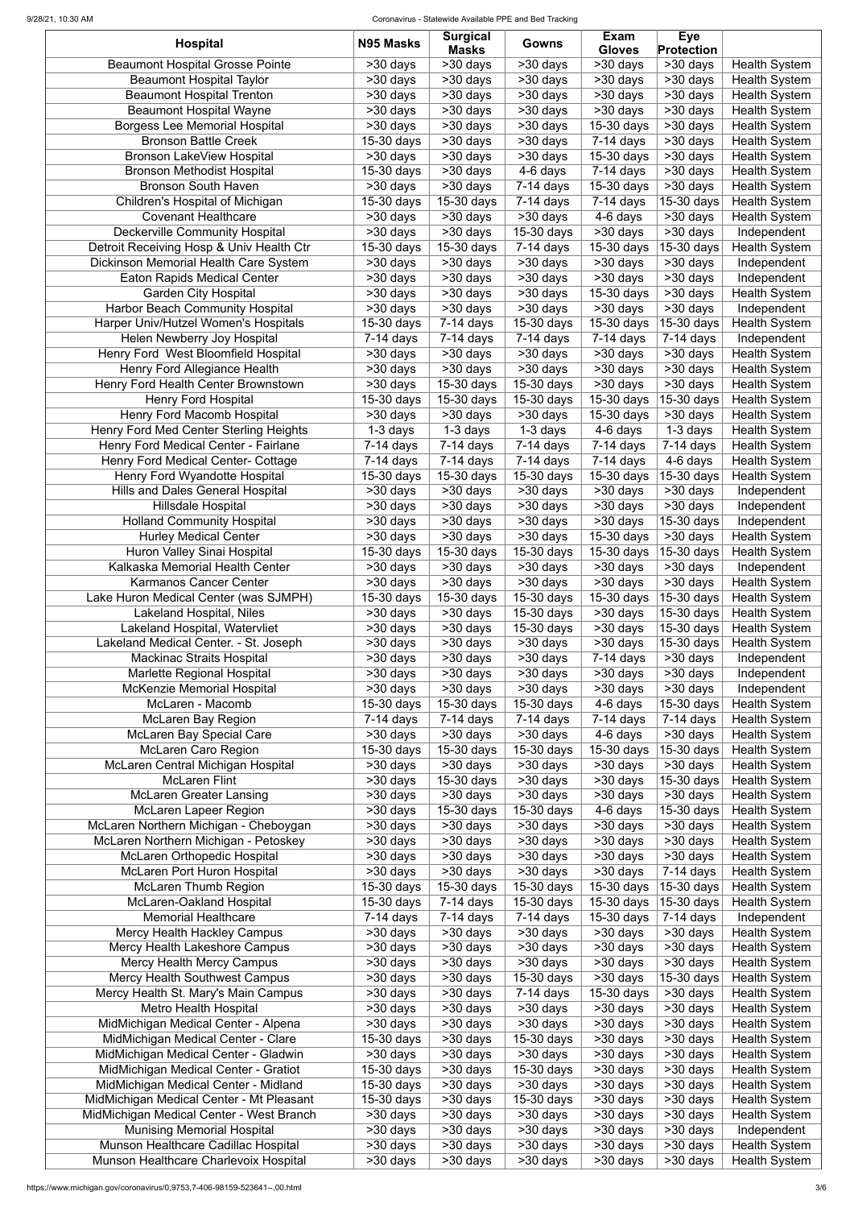| Hospital | N95 Masks | Surgical Masks | Gowns | Exam Gloves | Eye Protection | |
|---|---|---|---|---|---|---|
| Beaumont Hospital Grosse Pointe | >30 days | >30 days | >30 days | >30 days | >30 days | Health System |
| Beaumont Hospital Taylor | >30 days | >30 days | >30 days | >30 days | >30 days | Health System |
| Beaumont Hospital Trenton | >30 days | >30 days | >30 days | >30 days | >30 days | Health System |
| Beaumont Hospital Wayne | >30 days | >30 days | >30 days | >30 days | >30 days | Health System |
| Borgess Lee Memorial Hospital | >30 days | >30 days | >30 days | 15-30 days | >30 days | Health System |
| Bronson Battle Creek | 15-30 days | >30 days | >30 days | 7-14 days | >30 days | Health System |
| Bronson LakeView Hospital | >30 days | >30 days | >30 days | 15-30 days | >30 days | Health System |
| Bronson Methodist Hospital | 15-30 days | >30 days | 4-6 days | 7-14 days | >30 days | Health System |
| Bronson South Haven | >30 days | >30 days | 7-14 days | 15-30 days | >30 days | Health System |
| Children's Hospital of Michigan | 15-30 days | 15-30 days | 7-14 days | 7-14 days | 15-30 days | Health System |
| Covenant Healthcare | >30 days | >30 days | >30 days | 4-6 days | >30 days | Health System |
| Deckerville Community Hospital | >30 days | >30 days | 15-30 days | >30 days | >30 days | Independent |
| Detroit Receiving Hosp & Univ Health Ctr | 15-30 days | 15-30 days | 7-14 days | 15-30 days | 15-30 days | Health System |
| Dickinson Memorial Health Care System | >30 days | >30 days | >30 days | >30 days | >30 days | Independent |
| Eaton Rapids Medical Center | >30 days | >30 days | >30 days | >30 days | >30 days | Independent |
| Garden City Hospital | >30 days | >30 days | >30 days | 15-30 days | >30 days | Health System |
| Harbor Beach Community Hospital | >30 days | >30 days | >30 days | >30 days | >30 days | Independent |
| Harper Univ/Hutzel Women's Hospitals | 15-30 days | 7-14 days | 15-30 days | 15-30 days | 15-30 days | Health System |
| Helen Newberry Joy Hospital | 7-14 days | 7-14 days | 7-14 days | 7-14 days | 7-14 days | Independent |
| Henry Ford West Bloomfield Hospital | >30 days | >30 days | >30 days | >30 days | >30 days | Health System |
| Henry Ford Allegiance Health | >30 days | >30 days | >30 days | >30 days | >30 days | Health System |
| Henry Ford Health Center Brownstown | >30 days | 15-30 days | 15-30 days | >30 days | >30 days | Health System |
| Henry Ford Hospital | 15-30 days | 15-30 days | 15-30 days | 15-30 days | 15-30 days | Health System |
| Henry Ford Macomb Hospital | >30 days | >30 days | >30 days | 15-30 days | >30 days | Health System |
| Henry Ford Med Center Sterling Heights | 1-3 days | 1-3 days | 1-3 days | 4-6 days | 1-3 days | Health System |
| Henry Ford Medical Center - Fairlane | 7-14 days | 7-14 days | 7-14 days | 7-14 days | 7-14 days | Health System |
| Henry Ford Medical Center- Cottage | 7-14 days | 7-14 days | 7-14 days | 7-14 days | 4-6 days | Health System |
| Henry Ford Wyandotte Hospital | 15-30 days | 15-30 days | 15-30 days | 15-30 days | 15-30 days | Health System |
| Hills and Dales General Hospital | >30 days | >30 days | >30 days | >30 days | >30 days | Independent |
| Hillsdale Hospital | >30 days | >30 days | >30 days | >30 days | >30 days | Independent |
| Holland Community Hospital | >30 days | >30 days | >30 days | >30 days | 15-30 days | Independent |
| Hurley Medical Center | >30 days | >30 days | >30 days | 15-30 days | >30 days | Health System |
| Huron Valley Sinai Hospital | 15-30 days | 15-30 days | 15-30 days | 15-30 days | 15-30 days | Health System |
| Kalkaska Memorial Health Center | >30 days | >30 days | >30 days | >30 days | >30 days | Independent |
| Karmanos Cancer Center | >30 days | >30 days | >30 days | >30 days | >30 days | Health System |
| Lake Huron Medical Center (was SJMPH) | 15-30 days | 15-30 days | 15-30 days | 15-30 days | 15-30 days | Health System |
| Lakeland Hospital, Niles | >30 days | >30 days | 15-30 days | >30 days | 15-30 days | Health System |
| Lakeland Hospital, Watervliet | >30 days | >30 days | 15-30 days | >30 days | 15-30 days | Health System |
| Lakeland Medical Center. - St. Joseph | >30 days | >30 days | >30 days | >30 days | 15-30 days | Health System |
| Mackinac Straits Hospital | >30 days | >30 days | >30 days | 7-14 days | >30 days | Independent |
| Marlette Regional Hospital | >30 days | >30 days | >30 days | >30 days | >30 days | Independent |
| McKenzie Memorial Hospital | >30 days | >30 days | >30 days | >30 days | >30 days | Independent |
| McLaren - Macomb | 15-30 days | 15-30 days | 15-30 days | 4-6 days | 15-30 days | Health System |
| McLaren Bay Region | 7-14 days | 7-14 days | 7-14 days | 7-14 days | 7-14 days | Health System |
| McLaren Bay Special Care | >30 days | >30 days | >30 days | 4-6 days | >30 days | Health System |
| McLaren Caro Region | 15-30 days | 15-30 days | 15-30 days | 15-30 days | 15-30 days | Health System |
| McLaren Central Michigan Hospital | >30 days | >30 days | >30 days | >30 days | >30 days | Health System |
| McLaren Flint | >30 days | 15-30 days | >30 days | >30 days | 15-30 days | Health System |
| McLaren Greater Lansing | >30 days | >30 days | >30 days | >30 days | >30 days | Health System |
| McLaren Lapeer Region | >30 days | 15-30 days | 15-30 days | 4-6 days | 15-30 days | Health System |
| McLaren Northern Michigan - Cheboygan | >30 days | >30 days | >30 days | >30 days | >30 days | Health System |
| McLaren Northern Michigan - Petoskey | >30 days | >30 days | >30 days | >30 days | >30 days | Health System |
| McLaren Orthopedic Hospital | >30 days | >30 days | >30 days | >30 days | >30 days | Health System |
| McLaren Port Huron Hospital | >30 days | >30 days | >30 days | >30 days | 7-14 days | Health System |
| McLaren Thumb Region | 15-30 days | 15-30 days | 15-30 days | 15-30 days | 15-30 days | Health System |
| McLaren-Oakland Hospital | 15-30 days | 7-14 days | 15-30 days | 15-30 days | 15-30 days | Health System |
| Memorial Healthcare | 7-14 days | 7-14 days | 7-14 days | 15-30 days | 7-14 days | Independent |
| Mercy Health Hackley Campus | >30 days | >30 days | >30 days | >30 days | >30 days | Health System |
| Mercy Health Lakeshore Campus | >30 days | >30 days | >30 days | >30 days | >30 days | Health System |
| Mercy Health Mercy Campus | >30 days | >30 days | >30 days | >30 days | >30 days | Health System |
| Mercy Health Southwest Campus | >30 days | >30 days | 15-30 days | >30 days | 15-30 days | Health System |
| Mercy Health St. Mary's Main Campus | >30 days | >30 days | 7-14 days | 15-30 days | >30 days | Health System |
| Metro Health Hospital | >30 days | >30 days | >30 days | >30 days | >30 days | Health System |
| MidMichigan Medical Center - Alpena | >30 days | >30 days | >30 days | >30 days | >30 days | Health System |
| MidMichigan Medical Center - Clare | 15-30 days | >30 days | 15-30 days | >30 days | >30 days | Health System |
| MidMichigan Medical Center - Gladwin | >30 days | >30 days | >30 days | >30 days | >30 days | Health System |
| MidMichigan Medical Center - Gratiot | 15-30 days | >30 days | 15-30 days | >30 days | >30 days | Health System |
| MidMichigan Medical Center - Midland | 15-30 days | >30 days | >30 days | >30 days | >30 days | Health System |
| MidMichigan Medical Center - Mt Pleasant | 15-30 days | >30 days | 15-30 days | >30 days | >30 days | Health System |
| MidMichigan Medical Center - West Branch | >30 days | >30 days | >30 days | >30 days | >30 days | Health System |
| Munising Memorial Hospital | >30 days | >30 days | >30 days | >30 days | >30 days | Independent |
| Munson Healthcare Cadillac Hospital | >30 days | >30 days | >30 days | >30 days | >30 days | Health System |
| Munson Healthcare Charlevoix Hospital | >30 days | >30 days | >30 days | >30 days | >30 days | Health System |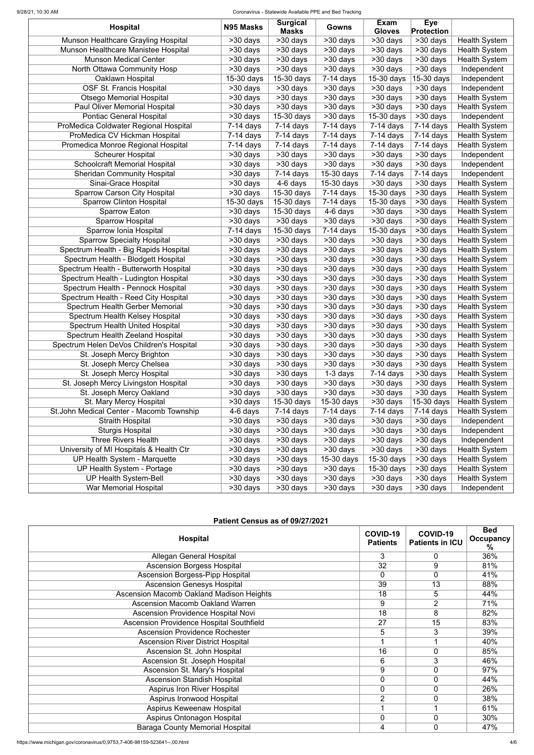| Hospital | N95 Masks | Surgical Masks | Gowns | Exam Gloves | Eye Protection | |
|---|---|---|---|---|---|---|
| Munson Healthcare Grayling Hospital | >30 days | >30 days | >30 days | >30 days | >30 days | Health System |
| Munson Healthcare Manistee Hospital | >30 days | >30 days | >30 days | >30 days | >30 days | Health System |
| Munson Medical Center | >30 days | >30 days | >30 days | >30 days | >30 days | Health System |
| North Ottawa Community Hosp | >30 days | >30 days | >30 days | >30 days | >30 days | Independent |
| Oaklawn Hospital | 15-30 days | 15-30 days | 7-14 days | 15-30 days | 15-30 days | Independent |
| OSF St. Francis Hospital | >30 days | >30 days | >30 days | >30 days | >30 days | Independent |
| Otsego Memorial Hospital | >30 days | >30 days | >30 days | >30 days | >30 days | Health System |
| Paul Oliver Memorial Hospital | >30 days | >30 days | >30 days | >30 days | >30 days | Health System |
| Pontiac General Hospital | >30 days | 15-30 days | >30 days | 15-30 days | >30 days | Independent |
| ProMedica Coldwater Regional Hospital | 7-14 days | 7-14 days | 7-14 days | 7-14 days | 7-14 days | Health System |
| ProMedica CV Hickman Hospital | 7-14 days | 7-14 days | 7-14 days | 7-14 days | 7-14 days | Health System |
| Promedica Monroe Regional Hospital | 7-14 days | 7-14 days | 7-14 days | 7-14 days | 7-14 days | Health System |
| Scheurer Hospital | >30 days | >30 days | >30 days | >30 days | >30 days | Independent |
| Schoolcraft Memorial Hospital | >30 days | >30 days | >30 days | >30 days | >30 days | Independent |
| Sheridan Community Hospital | >30 days | 7-14 days | 15-30 days | 7-14 days | 7-14 days | Independent |
| Sinai-Grace Hospital | >30 days | 4-6 days | 15-30 days | >30 days | >30 days | Health System |
| Sparrow Carson City Hospital | >30 days | 15-30 days | 7-14 days | 15-30 days | >30 days | Health System |
| Sparrow Clinton Hospital | 15-30 days | 15-30 days | 7-14 days | 15-30 days | >30 days | Health System |
| Sparrow Eaton | >30 days | 15-30 days | 4-6 days | >30 days | >30 days | Health System |
| Sparrow Hospital | >30 days | >30 days | >30 days | >30 days | >30 days | Health System |
| Sparrow Ionia Hospital | 7-14 days | 15-30 days | 7-14 days | 15-30 days | >30 days | Health System |
| Sparrow Specialty Hospital | >30 days | >30 days | >30 days | >30 days | >30 days | Health System |
| Spectrum Health - Big Rapids Hospital | >30 days | >30 days | >30 days | >30 days | >30 days | Health System |
| Spectrum Health - Blodgett Hospital | >30 days | >30 days | >30 days | >30 days | >30 days | Health System |
| Spectrum Health - Butterworth Hospital | >30 days | >30 days | >30 days | >30 days | >30 days | Health System |
| Spectrum Health - Ludington Hospital | >30 days | >30 days | >30 days | >30 days | >30 days | Health System |
| Spectrum Health - Pennock Hospital | >30 days | >30 days | >30 days | >30 days | >30 days | Health System |
| Spectrum Health - Reed City Hospital | >30 days | >30 days | >30 days | >30 days | >30 days | Health System |
| Spectrum Health Gerber Memorial | >30 days | >30 days | >30 days | >30 days | >30 days | Health System |
| Spectrum Health Kelsey Hospital | >30 days | >30 days | >30 days | >30 days | >30 days | Health System |
| Spectrum Health United Hospital | >30 days | >30 days | >30 days | >30 days | >30 days | Health System |
| Spectrum Health Zeeland Hospital | >30 days | >30 days | >30 days | >30 days | >30 days | Health System |
| Spectrum Helen DeVos Children's Hospital | >30 days | >30 days | >30 days | >30 days | >30 days | Health System |
| St. Joseph Mercy Brighton | >30 days | >30 days | >30 days | >30 days | >30 days | Health System |
| St. Joseph Mercy Chelsea | >30 days | >30 days | >30 days | >30 days | >30 days | Health System |
| St. Joseph Mercy Hospital | >30 days | >30 days | 1-3 days | 7-14 days | >30 days | Health System |
| St. Joseph Mercy Livingston Hospital | >30 days | >30 days | >30 days | >30 days | >30 days | Health System |
| St. Joseph Mercy Oakland | >30 days | >30 days | >30 days | >30 days | >30 days | Health System |
| St. Mary Mercy Hospital | >30 days | 15-30 days | 15-30 days | >30 days | 15-30 days | Health System |
| St.John Medical Center - Macomb Township | 4-6 days | 7-14 days | 7-14 days | 7-14 days | 7-14 days | Health System |
| Straith Hospital | >30 days | >30 days | >30 days | >30 days | >30 days | Independent |
| Sturgis Hospital | >30 days | >30 days | >30 days | >30 days | >30 days | Independent |
| Three Rivers Health | >30 days | >30 days | >30 days | >30 days | >30 days | Independent |
| University of MI Hospitals & Health Ctr | >30 days | >30 days | >30 days | >30 days | >30 days | Health System |
| UP Health System - Marquette | >30 days | >30 days | 15-30 days | 15-30 days | >30 days | Health System |
| UP Health System - Portage | >30 days | >30 days | >30 days | 15-30 days | >30 days | Health System |
| UP Health System-Bell | >30 days | >30 days | >30 days | >30 days | >30 days | Health System |
| War Memorial Hospital | >30 days | >30 days | >30 days | >30 days | >30 days | Independent |

## Patient Census as of 09/27/2021

| Hospital | COVID-19 Patients | COVID-19 Patients in ICU | Bed Occupancy % |
|---|---|---|---|
| Allegan General Hospital | 3 | 0 | 36% |
| Ascension Borgess Hospital | 32 | 9 | 81% |
| Ascension Borgess-Pipp Hospital | 0 | 0 | 41% |
| Ascension Genesys Hospital | 39 | 13 | 88% |
| Ascension Macomb Oakland Madison Heights | 18 | 5 | 44% |
| Ascension Macomb Oakland Warren | 9 | 2 | 71% |
| Ascension Providence Hospital Novi | 18 | 8 | 82% |
| Ascension Providence Hospital Southfield | 27 | 15 | 83% |
| Ascension Providence Rochester | 5 | 3 | 39% |
| Ascension River District Hospital | 1 | 1 | 40% |
| Ascension St. John Hospital | 16 | 0 | 85% |
| Ascension St. Joseph Hospital | 6 | 3 | 46% |
| Ascension St. Mary's Hospital | 9 | 0 | 97% |
| Ascension Standish Hospital | 0 | 0 | 44% |
| Aspirus Iron River Hospital | 0 | 0 | 26% |
| Aspirus Ironwood Hospital | 2 | 0 | 38% |
| Aspirus Keweenaw Hospital | 1 | 1 | 61% |
| Aspirus Ontonagon Hospital | 0 | 0 | 30% |
| Baraga County Memorial Hospital | 4 | 0 | 47% |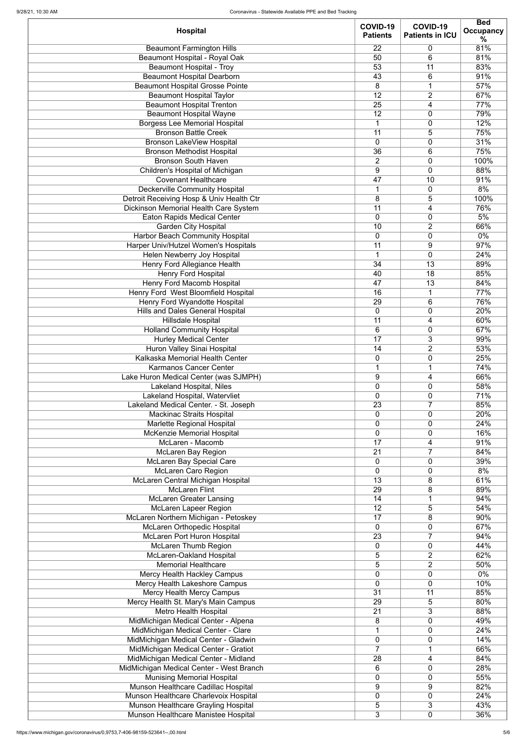| Hospital | COVID-19 Patients | COVID-19 Patients in ICU | Bed Occupancy % |
|---|---|---|---|
| Beaumont Farmington Hills | 22 | 0 | 81% |
| Beaumont Hospital - Royal Oak | 50 | 6 | 81% |
| Beaumont Hospital - Troy | 53 | 11 | 83% |
| Beaumont Hospital Dearborn | 43 | 6 | 91% |
| Beaumont Hospital Grosse Pointe | 8 | 1 | 57% |
| Beaumont Hospital Taylor | 12 | 2 | 67% |
| Beaumont Hospital Trenton | 25 | 4 | 77% |
| Beaumont Hospital Wayne | 12 | 0 | 79% |
| Borgess Lee Memorial Hospital | 1 | 0 | 12% |
| Bronson Battle Creek | 11 | 5 | 75% |
| Bronson LakeView Hospital | 0 | 0 | 31% |
| Bronson Methodist Hospital | 36 | 6 | 75% |
| Bronson South Haven | 2 | 0 | 100% |
| Children's Hospital of Michigan | 9 | 0 | 88% |
| Covenant Healthcare | 47 | 10 | 91% |
| Deckerville Community Hospital | 1 | 0 | 8% |
| Detroit Receiving Hosp & Univ Health Ctr | 8 | 5 | 100% |
| Dickinson Memorial Health Care System | 11 | 4 | 76% |
| Eaton Rapids Medical Center | 0 | 0 | 5% |
| Garden City Hospital | 10 | 2 | 66% |
| Harbor Beach Community Hospital | 0 | 0 | 0% |
| Harper Univ/Hutzel Women's Hospitals | 11 | 9 | 97% |
| Helen Newberry Joy Hospital | 1 | 0 | 24% |
| Henry Ford Allegiance Health | 34 | 13 | 89% |
| Henry Ford Hospital | 40 | 18 | 85% |
| Henry Ford Macomb Hospital | 47 | 13 | 84% |
| Henry Ford West Bloomfield Hospital | 16 | 1 | 77% |
| Henry Ford Wyandotte Hospital | 29 | 6 | 76% |
| Hills and Dales General Hospital | 0 | 0 | 20% |
| Hillsdale Hospital | 11 | 4 | 60% |
| Holland Community Hospital | 6 | 0 | 67% |
| Hurley Medical Center | 17 | 3 | 99% |
| Huron Valley Sinai Hospital | 14 | 2 | 53% |
| Kalkaska Memorial Health Center | 0 | 0 | 25% |
| Karmanos Cancer Center | 1 | 1 | 74% |
| Lake Huron Medical Center (was SJMPH) | 9 | 4 | 66% |
| Lakeland Hospital, Niles | 0 | 0 | 58% |
| Lakeland Hospital, Watervliet | 0 | 0 | 71% |
| Lakeland Medical Center. - St. Joseph | 23 | 7 | 85% |
| Mackinac Straits Hospital | 0 | 0 | 20% |
| Marlette Regional Hospital | 0 | 0 | 24% |
| McKenzie Memorial Hospital | 0 | 0 | 16% |
| McLaren - Macomb | 17 | 4 | 91% |
| McLaren Bay Region | 21 | 7 | 84% |
| McLaren Bay Special Care | 0 | 0 | 39% |
| McLaren Caro Region | 0 | 0 | 8% |
| McLaren Central Michigan Hospital | 13 | 8 | 61% |
| McLaren Flint | 29 | 8 | 89% |
| McLaren Greater Lansing | 14 | 1 | 94% |
| McLaren Lapeer Region | 12 | 5 | 54% |
| McLaren Northern Michigan - Petoskey | 17 | 8 | 90% |
| McLaren Orthopedic Hospital | 0 | 0 | 67% |
| McLaren Port Huron Hospital | 23 | 7 | 94% |
| McLaren Thumb Region | 0 | 0 | 44% |
| McLaren-Oakland Hospital | 5 | 2 | 62% |
| Memorial Healthcare | 5 | 2 | 50% |
| Mercy Health Hackley Campus | 0 | 0 | 0% |
| Mercy Health Lakeshore Campus | 0 | 0 | 10% |
| Mercy Health Mercy Campus | 31 | 11 | 85% |
| Mercy Health St. Mary's Main Campus | 29 | 5 | 80% |
| Metro Health Hospital | 21 | 3 | 88% |
| MidMichigan Medical Center - Alpena | 8 | 0 | 49% |
| MidMichigan Medical Center - Clare | 1 | 0 | 24% |
| MidMichigan Medical Center - Gladwin | 0 | 0 | 14% |
| MidMichigan Medical Center - Gratiot | 7 | 1 | 66% |
| MidMichigan Medical Center - Midland | 28 | 4 | 84% |
| MidMichigan Medical Center - West Branch | 6 | 0 | 28% |
| Munising Memorial Hospital | 0 | 0 | 55% |
| Munson Healthcare Cadillac Hospital | 9 | 9 | 82% |
| Munson Healthcare Charlevoix Hospital | 0 | 0 | 24% |
| Munson Healthcare Grayling Hospital | 5 | 3 | 43% |
| Munson Healthcare Manistee Hospital | 3 | 0 | 36% |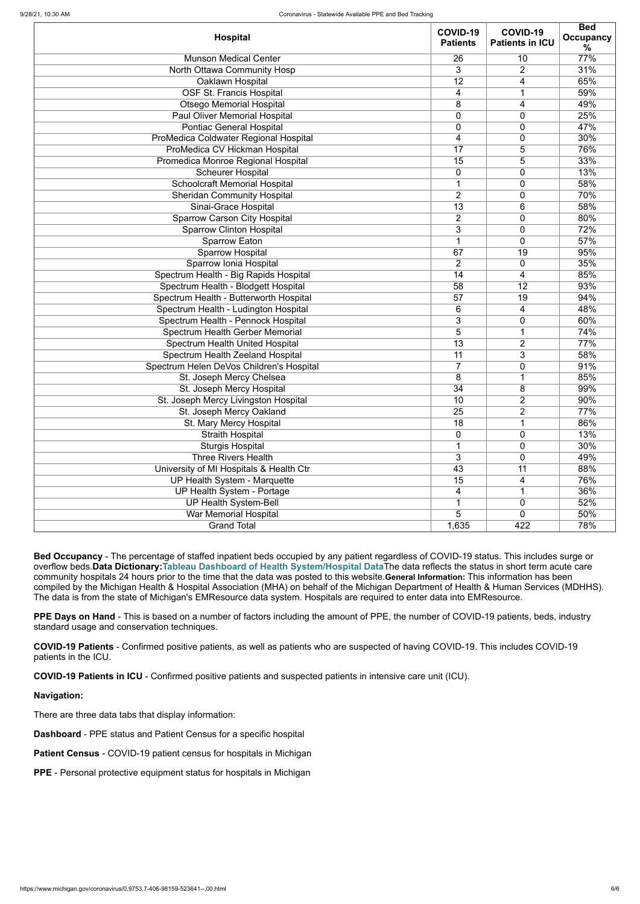| Hospital | COVID-19 Patients | COVID-19 Patients in ICU | Bed Occupancy % |
|---|---|---|---|
| Munson Medical Center | 26 | 10 | 77% |
| North Ottawa Community Hosp | 3 | 2 | 31% |
| Oaklawn Hospital | 12 | 4 | 65% |
| OSF St. Francis Hospital | 4 | 1 | 59% |
| Otsego Memorial Hospital | 8 | 4 | 49% |
| Paul Oliver Memorial Hospital | 0 | 0 | 25% |
| Pontiac General Hospital | 0 | 0 | 47% |
| ProMedica Coldwater Regional Hospital | 4 | 0 | 30% |
| ProMedica CV Hickman Hospital | 17 | 5 | 76% |
| Promedica Monroe Regional Hospital | 15 | 5 | 33% |
| Scheurer Hospital | 0 | 0 | 13% |
| Schoolcraft Memorial Hospital | 1 | 0 | 58% |
| Sheridan Community Hospital | 2 | 0 | 70% |
| Sinai-Grace Hospital | 13 | 6 | 58% |
| Sparrow Carson City Hospital | 2 | 0 | 80% |
| Sparrow Clinton Hospital | 3 | 0 | 72% |
| Sparrow Eaton | 1 | 0 | 57% |
| Sparrow Hospital | 67 | 19 | 95% |
| Sparrow Ionia Hospital | 2 | 0 | 35% |
| Spectrum Health - Big Rapids Hospital | 14 | 4 | 85% |
| Spectrum Health - Blodgett Hospital | 58 | 12 | 93% |
| Spectrum Health - Butterworth Hospital | 57 | 19 | 94% |
| Spectrum Health - Ludington Hospital | 6 | 4 | 48% |
| Spectrum Health - Pennock Hospital | 3 | 0 | 60% |
| Spectrum Health Gerber Memorial | 5 | 1 | 74% |
| Spectrum Health United Hospital | 13 | 2 | 77% |
| Spectrum Health Zeeland Hospital | 11 | 3 | 58% |
| Spectrum Helen DeVos Children's Hospital | 7 | 0 | 91% |
| St. Joseph Mercy Chelsea | 8 | 1 | 85% |
| St. Joseph Mercy Hospital | 34 | 8 | 99% |
| St. Joseph Mercy Livingston Hospital | 10 | 2 | 90% |
| St. Joseph Mercy Oakland | 25 | 2 | 77% |
| St. Mary Mercy Hospital | 18 | 1 | 86% |
| Straith Hospital | 0 | 0 | 13% |
| Sturgis Hospital | 1 | 0 | 30% |
| Three Rivers Health | 3 | 0 | 49% |
| University of MI Hospitals & Health Ctr | 43 | 11 | 88% |
| UP Health System - Marquette | 15 | 4 | 76% |
| UP Health System - Portage | 4 | 1 | 36% |
| UP Health System-Bell | 1 | 0 | 52% |
| War Memorial Hospital | 5 | 0 | 50% |
| Grand Total | 1,635 | 422 | 78% |

**Bed Occupancy** - The percentage of staffed inpatient beds occupied by any patient regardless of COVID-19 status. This includes surge or overflow beds.**Data Dictionary:Tableau Dashboard of Health System/Hospital Data**The data reflects the status in short term acute care community hospitals 24 hours prior to the time that the data was posted to this website.**General Information:** This information has been compiled by the Michigan Health & Hospital Association (MHA) on behalf of the Michigan Department of Health & Human Services (MDHHS). The data is from the state of Michigan's EMResource data system. Hospitals are required to enter data into EMResource.

**PPE Days on Hand** - This is based on a number of factors including the amount of PPE, the number of COVID-19 patients, beds, industry standard usage and conservation techniques.

**COVID-19 Patients** - Confirmed positive patients, as well as patients who are suspected of having COVID-19. This includes COVID-19 patients in the ICU.

**COVID-19 Patients in ICU** - Confirmed positive patients and suspected patients in intensive care unit (ICU).

**Navigation:**

There are three data tabs that display information:

**Dashboard** - PPE status and Patient Census for a specific hospital

**Patient Census** - COVID-19 patient census for hospitals in Michigan

**PPE** - Personal protective equipment status for hospitals in Michigan